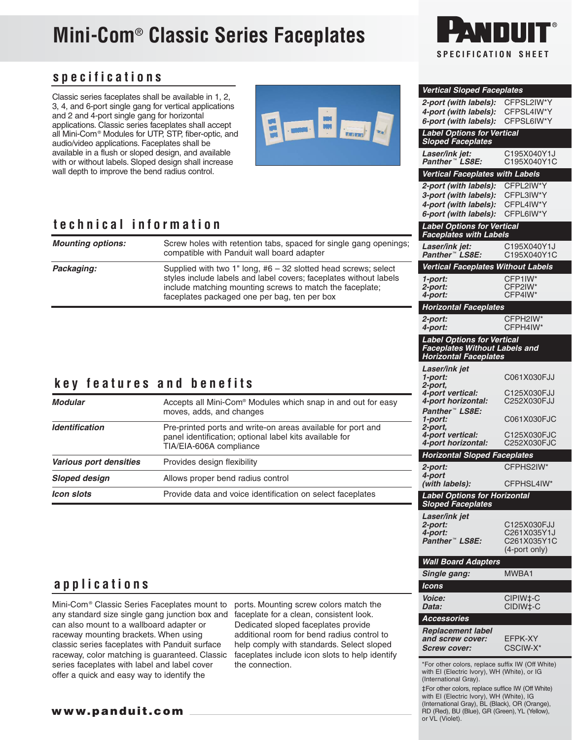# Mini-Com® Classic Series Faceplates

PANDUIT® SPECIFICATION SHEET

## specifications

Classic series faceplates shall be available in 1, 2, 3, 4, and 6-port single gang for vertical applications and 2 and 4-port single gang for horizontal applications. Classic series faceplates shall accept all Mini-Com® Modules for UTP, STP, fiber-optic, and audio/video applications. Faceplates shall be available in a flush or sloped design, and available with or without labels. Sloped design shall increase wall depth to improve the bend radius control.

## technical information

| | |
|---|---|
| ***Mounting options:*** | Screw holes with retention tabs, spaced for single gang openings; compatible with Panduit wall board adapter |
| ***Packaging:*** | Supplied with two 1" long, #6 – 32 slotted head screws; select styles include labels and label covers; faceplates without labels include matching mounting screws to match the faceplate; faceplates packaged one per bag, ten per box |

## key features and benefits

| | |
|---|---|
| ***Modular*** | Accepts all Mini-Com® Modules which snap in and out for easy moves, adds, and changes |
| ***Identification*** | Pre-printed ports and write-on areas available for port and panel identification; optional label kits available for TIA/EIA-606A compliance |
| ***Various port densities*** | Provides design flexibility |
| ***Sloped design*** | Allows proper bend radius control |
| ***Icon slots*** | Provide data and voice identification on select faceplates |

## applications

Mini-Com® Classic Series Faceplates mount to any standard size single gang junction box and can also mount to a wallboard adapter or raceway mounting brackets. When using classic series faceplates with Panduit surface raceway, color matching is guaranteed. Classic series faceplates with label and label cover offer a quick and easy way to identify the ports. Mounting screw colors match the faceplate for a clean, consistent look. Dedicated sloped faceplates provide additional room for bend radius control to help comply with standards. Select sloped faceplates include icon slots to help identify the connection.

**www.panduit.com**

---

| ***Vertical Sloped Faceplates*** | |
|---|---|
| *2-port (with labels):* | CFPSL2IW*Y |
| *4-port (with labels):* | CFPSL4IW*Y |
| *6-port (with labels):* | CFPSL6IW*Y |
| ***Label Options for Vertical Sloped Faceplates*** | |
| *Laser/ink jet:* | C195X040Y1J |
| *Panther™ LS8E:* | C195X040Y1C |
| ***Vertical Faceplates with Labels*** | |
| *2-port (with labels):* | CFPL2IW*Y |
| *3-port (with labels):* | CFPL3IW*Y |
| *4-port (with labels):* | CFPL4IW*Y |
| *6-port (with labels):* | CFPL6IW*Y |
| ***Label Options for Vertical Faceplates with Labels*** | |
| *Laser/ink jet:* | C195X040Y1J |
| *Panther™ LS8E:* | C195X040Y1C |
| ***Vertical Faceplates Without Labels*** | |
| *1-port:* | CFP1IW* |
| *2-port:* | CFP2IW* |
| *4-port:* | CFP4IW* |
| ***Horizontal Faceplates*** | |
| *2-port:* | CFPH2IW* |
| *4-port:* | CFPH4IW* |
| ***Label Options for Vertical Faceplates Without Labels and Horizontal Faceplates*** | |
| *Laser/ink jet* | |
| *1-port:* | C061X030FJJ |
| *2-port, 4-port vertical:* | C125X030FJJ |
| *4-port horizontal:* | C252X030FJJ |
| *Panther™ LS8E:* | |
| *1-port:* | C061X030FJC |
| *2-port, 4-port vertical:* | C125X030FJC |
| *4-port horizontal:* | C252X030FJC |
| ***Horizontal Sloped Faceplates*** | |
| *2-port:* | CFPHS2IW* |
| *4-port (with labels):* | CFPHSL4IW* |
| ***Label Options for Horizontal Sloped Faceplates*** | |
| *Laser/ink jet* | |
| *2-port:* | C125X030FJJ |
| *4-port:* | C261X035Y1J |
| *Panther™ LS8E:* | C261X035Y1C (4-port only) |
| ***Wall Board Adapters*** | |
| *Single gang:* | MWBA1 |
| ***Icons*** | |
| *Voice:* | CIPIW‡-C |
| *Data:* | CIDIW‡-C |
| ***Accessories*** | |
| *Replacement label and screw cover:* | EFPK-XY |
| *Screw cover:* | CSCIW-X* |

*For other colors, replace suffix IW (Off White) with EI (Electric Ivory), WH (White), or IG (International Gray).

‡For other colors, replace suffice IW (Off White) with EI (Electric Ivory), WH (White), IG (International Gray), BL (Black), OR (Orange), RD (Red), BU (Blue), GR (Green), YL (Yellow), or VL (Violet).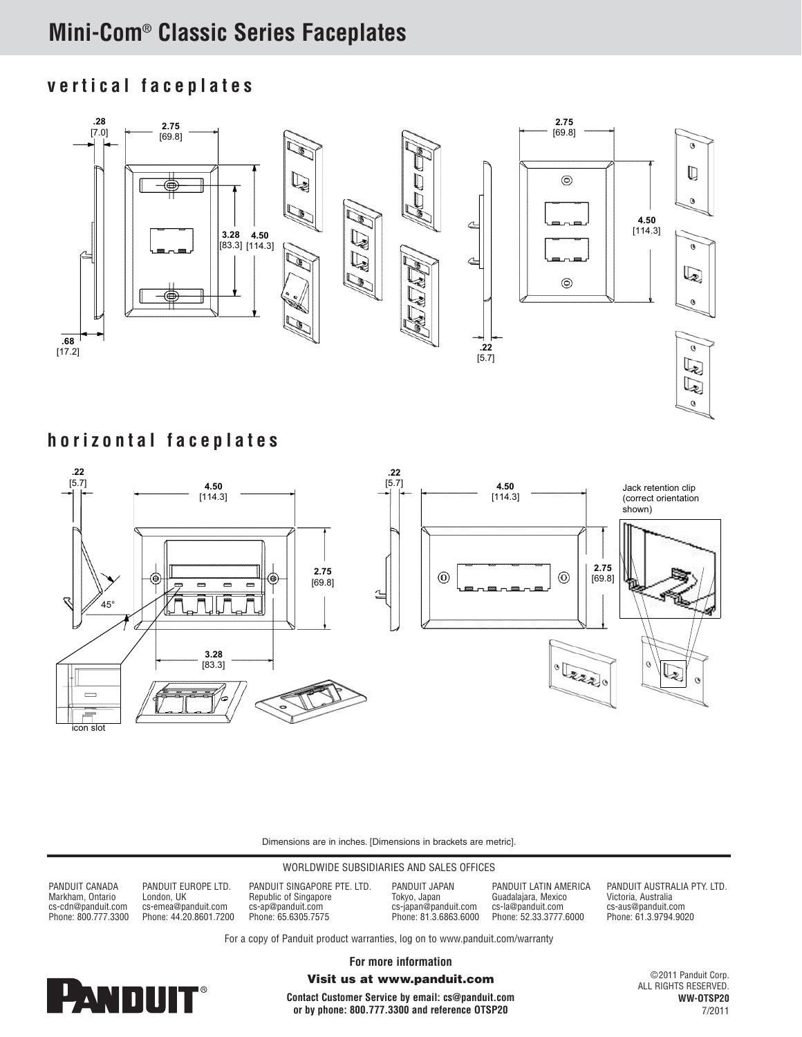# Mini-Com® Classic Series Faceplates

## vertical faceplates

.28
[7.0]

2.75
[69.8]

3.28
[83.3]

4.50
[114.3]

.68
[17.2]

.22
[5.7]

2.75
[69.8]

4.50
[114.3]

## horizontal faceplates

.22
[5.7]

4.50
[114.3]

2.75
[69.8]

45°

3.28
[83.3]

icon slot

.22
[5.7]

4.50
[114.3]

2.75
[69.8]

Jack retention clip (correct orientation shown)

Dimensions are in inches. [Dimensions in brackets are metric].

WORLDWIDE SUBSIDIARIES AND SALES OFFICES

PANDUIT CANADA
Markham, Ontario
cs-cdn@panduit.com
Phone: 800.777.3300

PANDUIT EUROPE LTD.
London, UK
cs-emea@panduit.com
Phone: 44.20.8601.7200

PANDUIT SINGAPORE PTE. LTD.
Republic of Singapore
cs-ap@panduit.com
Phone: 65.6305.7575

PANDUIT JAPAN
Tokyo, Japan
cs-japan@panduit.com
Phone: 81.3.6863.6000

PANDUIT LATIN AMERICA
Guadalajara, Mexico
cs-la@panduit.com
Phone: 52.33.3777.6000

PANDUIT AUSTRALIA PTY. LTD.
Victoria, Australia
cs-aus@panduit.com
Phone: 61.3.9794.9020

For a copy of Panduit product warranties, log on to www.panduit.com/warranty

PANDUIT®

**For more information**

**Visit us at www.panduit.com**

**Contact Customer Service by email: cs@panduit.com**
**or by phone: 800.777.3300 and reference OTSP20**

©2011 Panduit Corp.
ALL RIGHTS RESERVED.
**WW-OTSP20**
7/2011